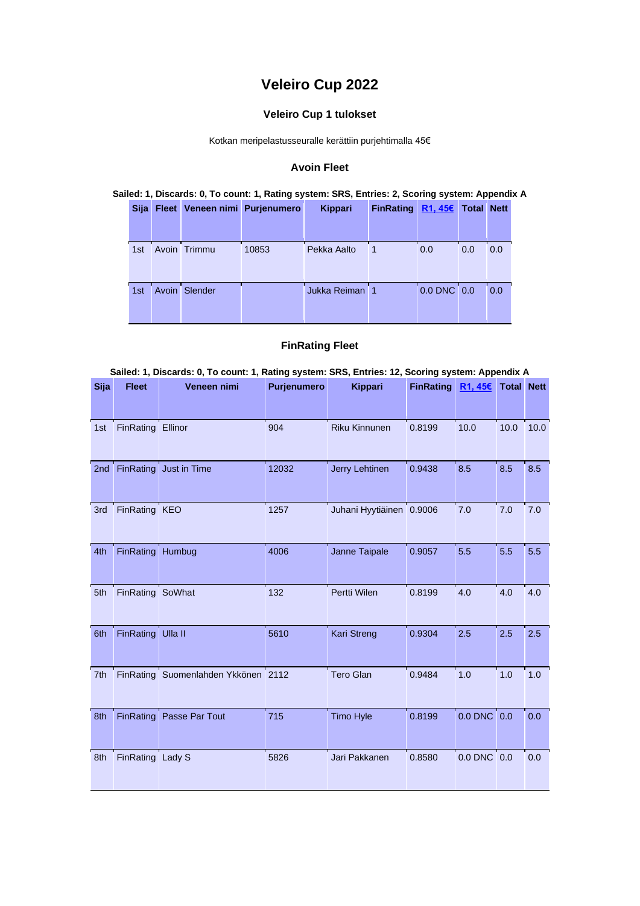# Veleiro Cup 2022

### Veleiro Cup 1 tulokset

Kotkan meripelastusseuralle kerättiin purjehtimalla 45€

### Avoin Fleet

**Sailed: 1, Discards: 0, To count: 1, Rating system: SRS, Entries: 2, Scoring system: Appendix A**

| Sija | Fleet | Veneen nimi | Purjenumero | Kippari | FinRating | R1, 45€ | Total | Nett |
|---|---|---|---|---|---|---|---|---|
| 1st | Avoin | Trimmu | 10853 | Pekka Aalto | 1 | 0.0 | 0.0 | 0.0 |
| 1st | Avoin | Slender | | Jukka Reiman | 1 | 0.0 DNC | 0.0 | 0.0 |

### FinRating Fleet

**Sailed: 1, Discards: 0, To count: 1, Rating system: SRS, Entries: 12, Scoring system: Appendix A**

| Sija | Fleet | Veneen nimi | Purjenumero | Kippari | FinRating | R1, 45€ | Total | Nett |
|---|---|---|---|---|---|---|---|---|
| 1st | FinRating | Ellinor | 904 | Riku Kinnunen | 0.8199 | 10.0 | 10.0 | 10.0 |
| 2nd | FinRating | Just in Time | 12032 | Jerry Lehtinen | 0.9438 | 8.5 | 8.5 | 8.5 |
| 3rd | FinRating | KEO | 1257 | Juhani Hyytiäinen | 0.9006 | 7.0 | 7.0 | 7.0 |
| 4th | FinRating | Humbug | 4006 | Janne Taipale | 0.9057 | 5.5 | 5.5 | 5.5 |
| 5th | FinRating | SoWhat | 132 | Pertti Wilen | 0.8199 | 4.0 | 4.0 | 4.0 |
| 6th | FinRating | Ulla II | 5610 | Kari Streng | 0.9304 | 2.5 | 2.5 | 2.5 |
| 7th | FinRating | Suomenlahden Ykkönen | 2112 | Tero Glan | 0.9484 | 1.0 | 1.0 | 1.0 |
| 8th | FinRating | Passe Par Tout | 715 | Timo Hyle | 0.8199 | 0.0 DNC | 0.0 | 0.0 |
| 8th | FinRating | Lady S | 5826 | Jari Pakkanen | 0.8580 | 0.0 DNC | 0.0 | 0.0 |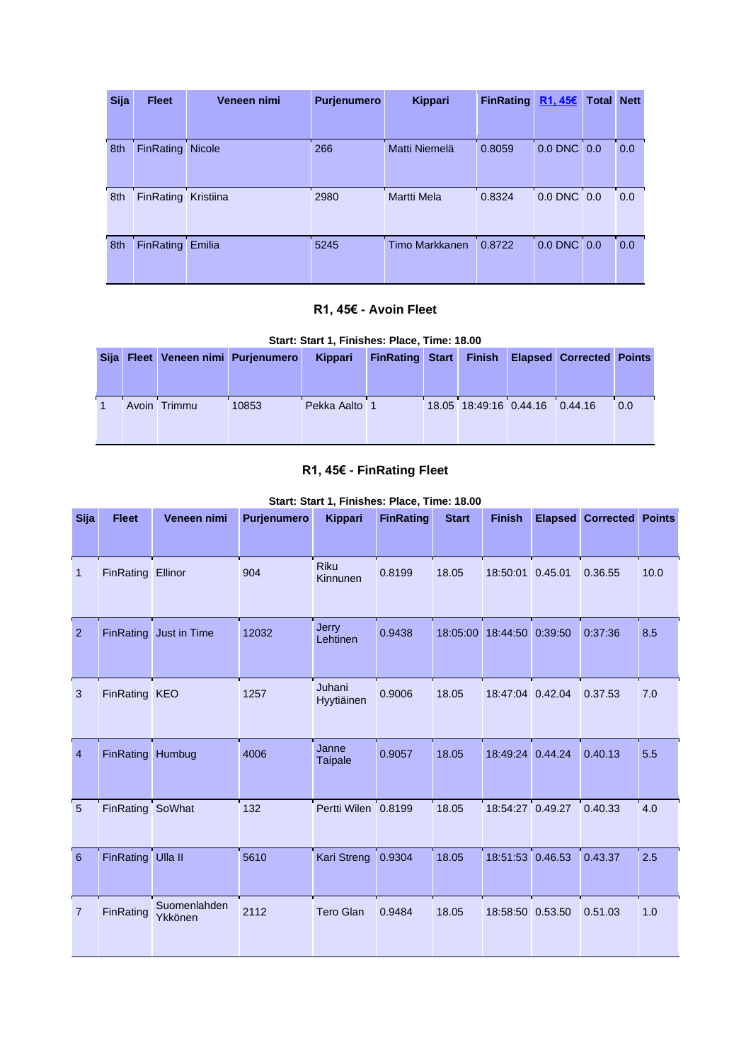| Sija | Fleet | Veneen nimi | Purjenumero | Kippari | FinRating | R1, 45€ | Total | Nett |
|---|---|---|---|---|---|---|---|---|
| 8th | FinRating | Nicole | 266 | Matti Niemelä | 0.8059 | 0.0 DNC | 0.0 | 0.0 |
| 8th | FinRating | Kristiina | 2980 | Martti Mela | 0.8324 | 0.0 DNC | 0.0 | 0.0 |
| 8th | FinRating | Emilia | 5245 | Timo Markkanen | 0.8722 | 0.0 DNC | 0.0 | 0.0 |

### R1, 45€ - Avoin Fleet

**Start: Start 1, Finishes: Place, Time: 18.00**

| Sija | Fleet | Veneen nimi | Purjenumero | Kippari | FinRating | Start | Finish | Elapsed | Corrected | Points |
|---|---|---|---|---|---|---|---|---|---|---|
| 1 | Avoin | Trimmu | 10853 | Pekka Aalto | 1 | 18.05 | 18:49:16 | 0.44.16 | 0.44.16 | 0.0 |

### R1, 45€ - FinRating Fleet

**Start: Start 1, Finishes: Place, Time: 18.00**

| Sija | Fleet | Veneen nimi | Purjenumero | Kippari | FinRating | Start | Finish | Elapsed | Corrected | Points |
|---|---|---|---|---|---|---|---|---|---|---|
| 1 | FinRating | Ellinor | 904 | Riku Kinnunen | 0.8199 | 18.05 | 18:50:01 | 0.45.01 | 0.36.55 | 10.0 |
| 2 | FinRating | Just in Time | 12032 | Jerry Lehtinen | 0.9438 | 18:05:00 | 18:44:50 | 0:39:50 | 0:37:36 | 8.5 |
| 3 | FinRating | KEO | 1257 | Juhani Hyytiäinen | 0.9006 | 18.05 | 18:47:04 | 0.42.04 | 0.37.53 | 7.0 |
| 4 | FinRating | Humbug | 4006 | Janne Taipale | 0.9057 | 18.05 | 18:49:24 | 0.44.24 | 0.40.13 | 5.5 |
| 5 | FinRating | SoWhat | 132 | Pertti Wilen | 0.8199 | 18.05 | 18:54:27 | 0.49.27 | 0.40.33 | 4.0 |
| 6 | FinRating | Ulla II | 5610 | Kari Streng | 0.9304 | 18.05 | 18:51:53 | 0.46.53 | 0.43.37 | 2.5 |
| 7 | FinRating | Suomenlahden Ykkönen | 2112 | Tero Glan | 0.9484 | 18.05 | 18:58:50 | 0.53.50 | 0.51.03 | 1.0 |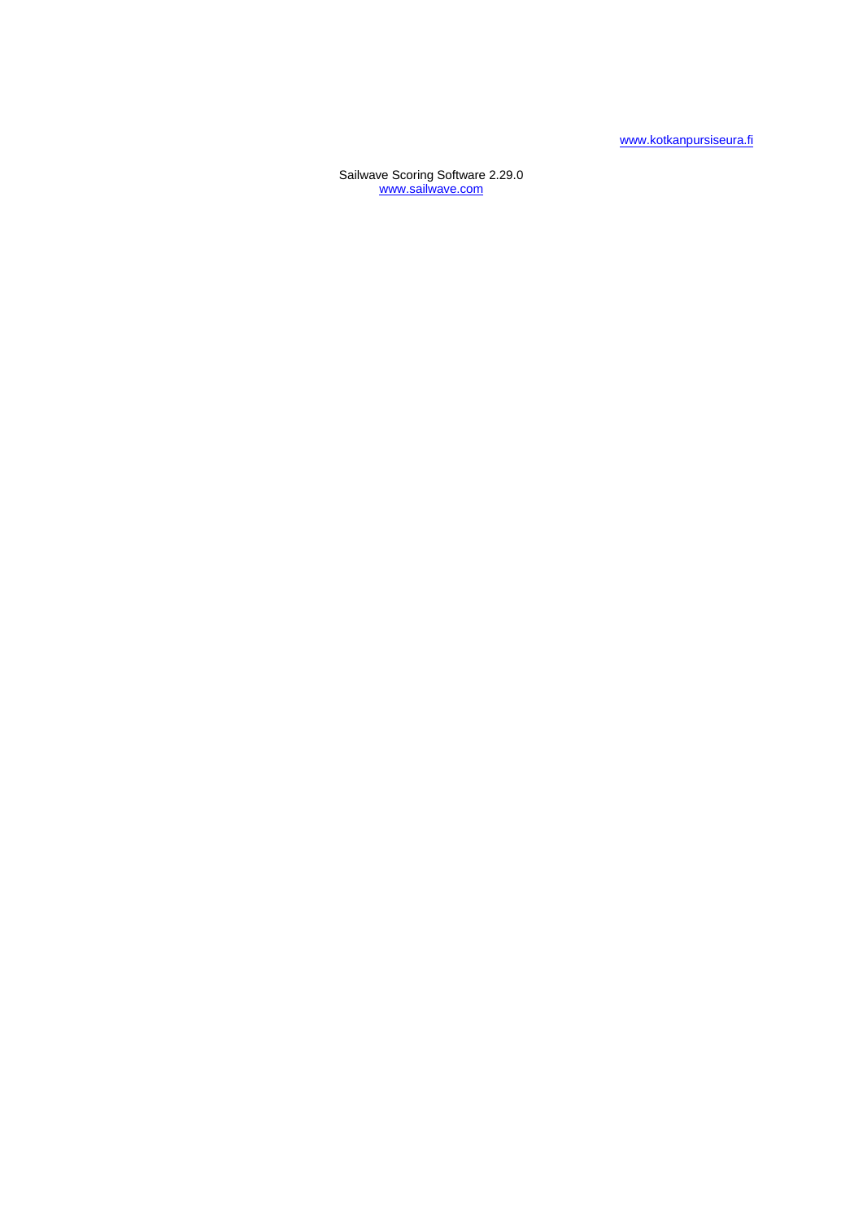[www.kotkanpursiseura.fi](http://www.kotkanpursiseura.fi)

Sailwave Scoring Software 2.29.0
[www.sailwave.com](http://www.sailwave.com)